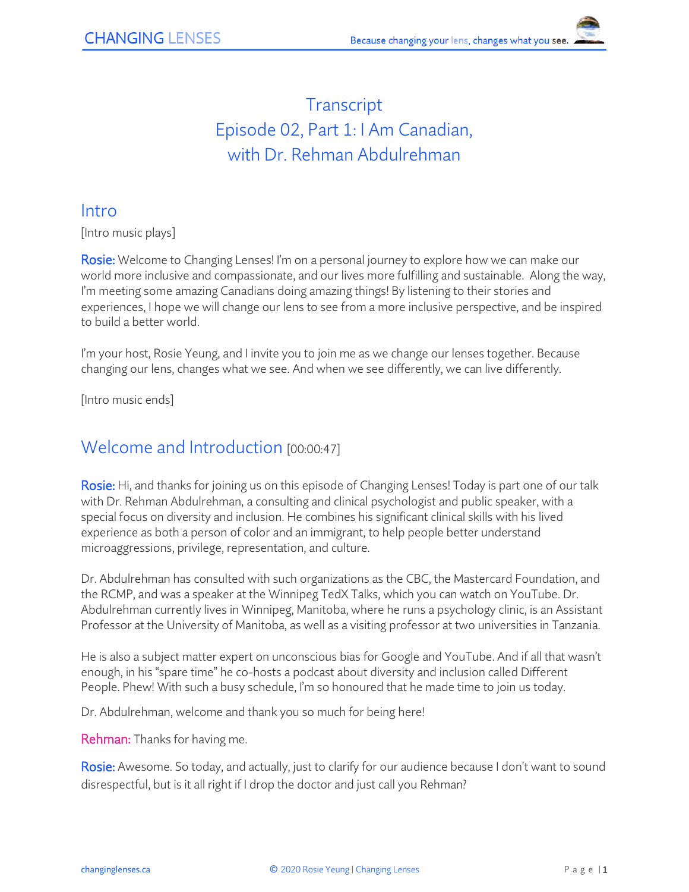# Transcript
# Episode 02, Part 1: I Am Canadian, with Dr. Rehman Abdulrehman

## Intro

[Intro music plays]

**Rosie:** Welcome to Changing Lenses! I'm on a personal journey to explore how we can make our world more inclusive and compassionate, and our lives more fulfilling and sustainable. Along the way, I'm meeting some amazing Canadians doing amazing things! By listening to their stories and experiences, I hope we will change our lens to see from a more inclusive perspective, and be inspired to build a better world.

I'm your host, Rosie Yeung, and I invite you to join me as we change our lenses together. Because changing our lens, changes what we see. And when we see differently, we can live differently.

[Intro music ends]

## Welcome and Introduction [00:00:47]

**Rosie:** Hi, and thanks for joining us on this episode of Changing Lenses! Today is part one of our talk with Dr. Rehman Abdulrehman, a consulting and clinical psychologist and public speaker, with a special focus on diversity and inclusion. He combines his significant clinical skills with his lived experience as both a person of color and an immigrant, to help people better understand microaggressions, privilege, representation, and culture.

Dr. Abdulrehman has consulted with such organizations as the CBC, the Mastercard Foundation, and the RCMP, and was a speaker at the Winnipeg TedX Talks, which you can watch on YouTube. Dr. Abdulrehman currently lives in Winnipeg, Manitoba, where he runs a psychology clinic, is an Assistant Professor at the University of Manitoba, as well as a visiting professor at two universities in Tanzania.

He is also a subject matter expert on unconscious bias for Google and YouTube. And if all that wasn't enough, in his "spare time" he co-hosts a podcast about diversity and inclusion called Different People. Phew! With such a busy schedule, I'm so honoured that he made time to join us today.

Dr. Abdulrehman, welcome and thank you so much for being here!

**Rehman:** Thanks for having me.

**Rosie:** Awesome. So today, and actually, just to clarify for our audience because I don't want to sound disrespectful, but is it all right if I drop the doctor and just call you Rehman?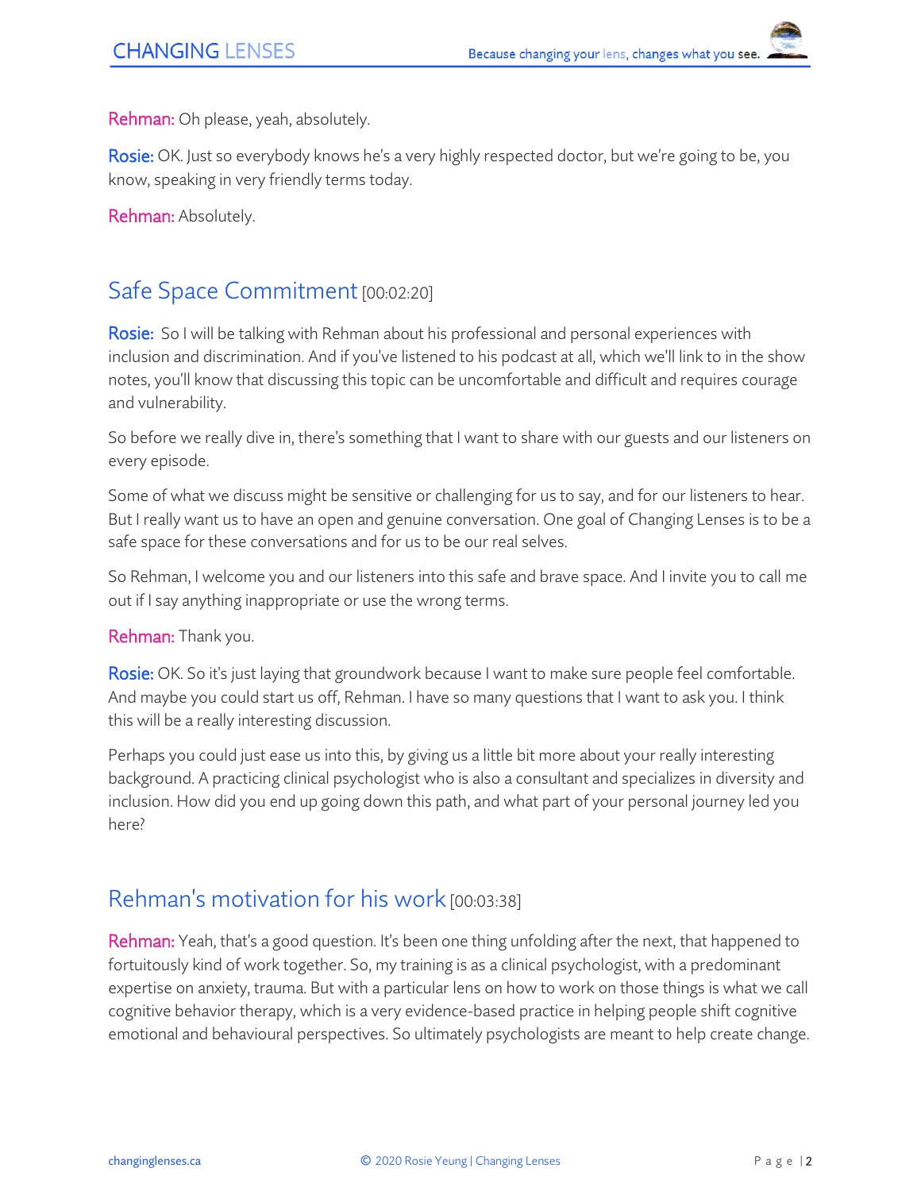**Rehman:** Oh please, yeah, absolutely.

**Rosie:** OK. Just so everybody knows he's a very highly respected doctor, but we're going to be, you know, speaking in very friendly terms today.

**Rehman:** Absolutely.

## Safe Space Commitment [00:02:20]

**Rosie:** So I will be talking with Rehman about his professional and personal experiences with inclusion and discrimination. And if you've listened to his podcast at all, which we'll link to in the show notes, you'll know that discussing this topic can be uncomfortable and difficult and requires courage and vulnerability.

So before we really dive in, there's something that I want to share with our guests and our listeners on every episode.

Some of what we discuss might be sensitive or challenging for us to say, and for our listeners to hear. But I really want us to have an open and genuine conversation. One goal of Changing Lenses is to be a safe space for these conversations and for us to be our real selves.

So Rehman, I welcome you and our listeners into this safe and brave space. And I invite you to call me out if I say anything inappropriate or use the wrong terms.

**Rehman:** Thank you.

**Rosie:** OK. So it's just laying that groundwork because I want to make sure people feel comfortable. And maybe you could start us off, Rehman. I have so many questions that I want to ask you. I think this will be a really interesting discussion.

Perhaps you could just ease us into this, by giving us a little bit more about your really interesting background. A practicing clinical psychologist who is also a consultant and specializes in diversity and inclusion. How did you end up going down this path, and what part of your personal journey led you here?

## Rehman's motivation for his work [00:03:38]

**Rehman:** Yeah, that's a good question. It's been one thing unfolding after the next, that happened to fortuitously kind of work together. So, my training is as a clinical psychologist, with a predominant expertise on anxiety, trauma. But with a particular lens on how to work on those things is what we call cognitive behavior therapy, which is a very evidence-based practice in helping people shift cognitive emotional and behavioural perspectives. So ultimately psychologists are meant to help create change.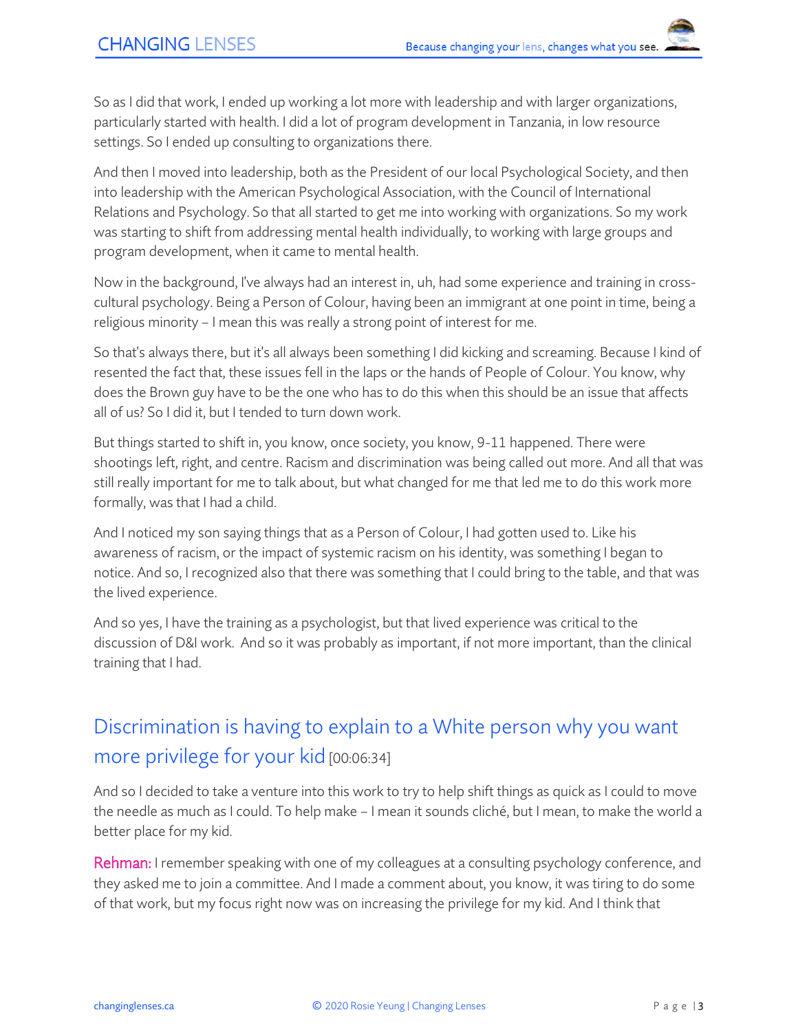So as I did that work, I ended up working a lot more with leadership and with larger organizations, particularly started with health. I did a lot of program development in Tanzania, in low resource settings. So I ended up consulting to organizations there.

And then I moved into leadership, both as the President of our local Psychological Society, and then into leadership with the American Psychological Association, with the Council of International Relations and Psychology. So that all started to get me into working with organizations. So my work was starting to shift from addressing mental health individually, to working with large groups and program development, when it came to mental health.

Now in the background, I've always had an interest in, uh, had some experience and training in cross-cultural psychology. Being a Person of Colour, having been an immigrant at one point in time, being a religious minority – I mean this was really a strong point of interest for me.

So that's always there, but it's all always been something I did kicking and screaming. Because I kind of resented the fact that, these issues fell in the laps or the hands of People of Colour. You know, why does the Brown guy have to be the one who has to do this when this should be an issue that affects all of us? So I did it, but I tended to turn down work.

But things started to shift in, you know, once society, you know, 9-11 happened. There were shootings left, right, and centre. Racism and discrimination was being called out more. And all that was still really important for me to talk about, but what changed for me that led me to do this work more formally, was that I had a child.

And I noticed my son saying things that as a Person of Colour, I had gotten used to. Like his awareness of racism, or the impact of systemic racism on his identity, was something I began to notice. And so, I recognized also that there was something that I could bring to the table, and that was the lived experience.

And so yes, I have the training as a psychologist, but that lived experience was critical to the discussion of D&I work. And so it was probably as important, if not more important, than the clinical training that I had.

## Discrimination is having to explain to a White person why you want more privilege for your kid [00:06:34]

And so I decided to take a venture into this work to try to help shift things as quick as I could to move the needle as much as I could. To help make – I mean it sounds cliché, but I mean, to make the world a better place for my kid.

**Rehman:** I remember speaking with one of my colleagues at a consulting psychology conference, and they asked me to join a committee. And I made a comment about, you know, it was tiring to do some of that work, but my focus right now was on increasing the privilege for my kid. And I think that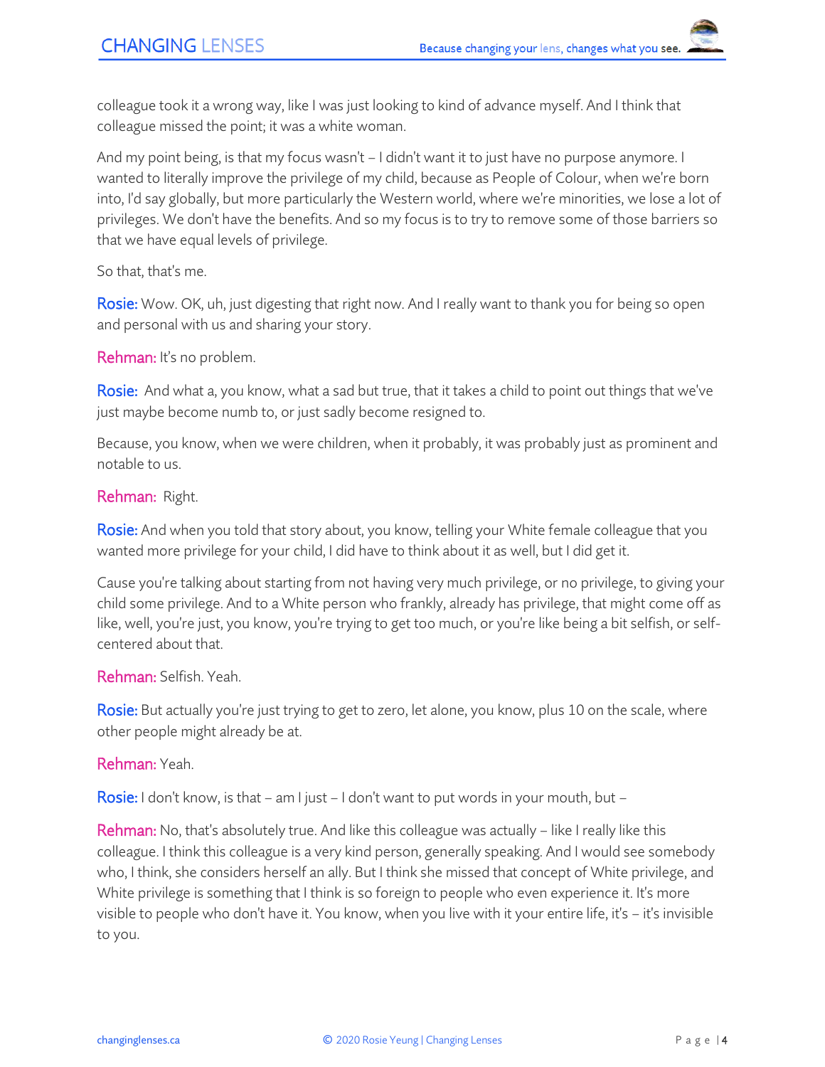colleague took it a wrong way, like I was just looking to kind of advance myself. And I think that colleague missed the point; it was a white woman.

And my point being, is that my focus wasn't – I didn't want it to just have no purpose anymore. I wanted to literally improve the privilege of my child, because as People of Colour, when we're born into, I'd say globally, but more particularly the Western world, where we're minorities, we lose a lot of privileges. We don't have the benefits. And so my focus is to try to remove some of those barriers so that we have equal levels of privilege.

So that, that's me.

**Rosie:** Wow. OK, uh, just digesting that right now. And I really want to thank you for being so open and personal with us and sharing your story.

**Rehman:** It's no problem.

**Rosie:** And what a, you know, what a sad but true, that it takes a child to point out things that we've just maybe become numb to, or just sadly become resigned to.

Because, you know, when we were children, when it probably, it was probably just as prominent and notable to us.

**Rehman:** Right.

**Rosie:** And when you told that story about, you know, telling your White female colleague that you wanted more privilege for your child, I did have to think about it as well, but I did get it.

Cause you're talking about starting from not having very much privilege, or no privilege, to giving your child some privilege. And to a White person who frankly, already has privilege, that might come off as like, well, you're just, you know, you're trying to get too much, or you're like being a bit selfish, or self-centered about that.

**Rehman:** Selfish. Yeah.

**Rosie:** But actually you're just trying to get to zero, let alone, you know, plus 10 on the scale, where other people might already be at.

**Rehman:** Yeah.

**Rosie:** I don't know, is that – am I just – I don't want to put words in your mouth, but –

**Rehman:** No, that's absolutely true. And like this colleague was actually – like I really like this colleague. I think this colleague is a very kind person, generally speaking. And I would see somebody who, I think, she considers herself an ally. But I think she missed that concept of White privilege, and White privilege is something that I think is so foreign to people who even experience it. It's more visible to people who don't have it. You know, when you live with it your entire life, it's – it's invisible to you.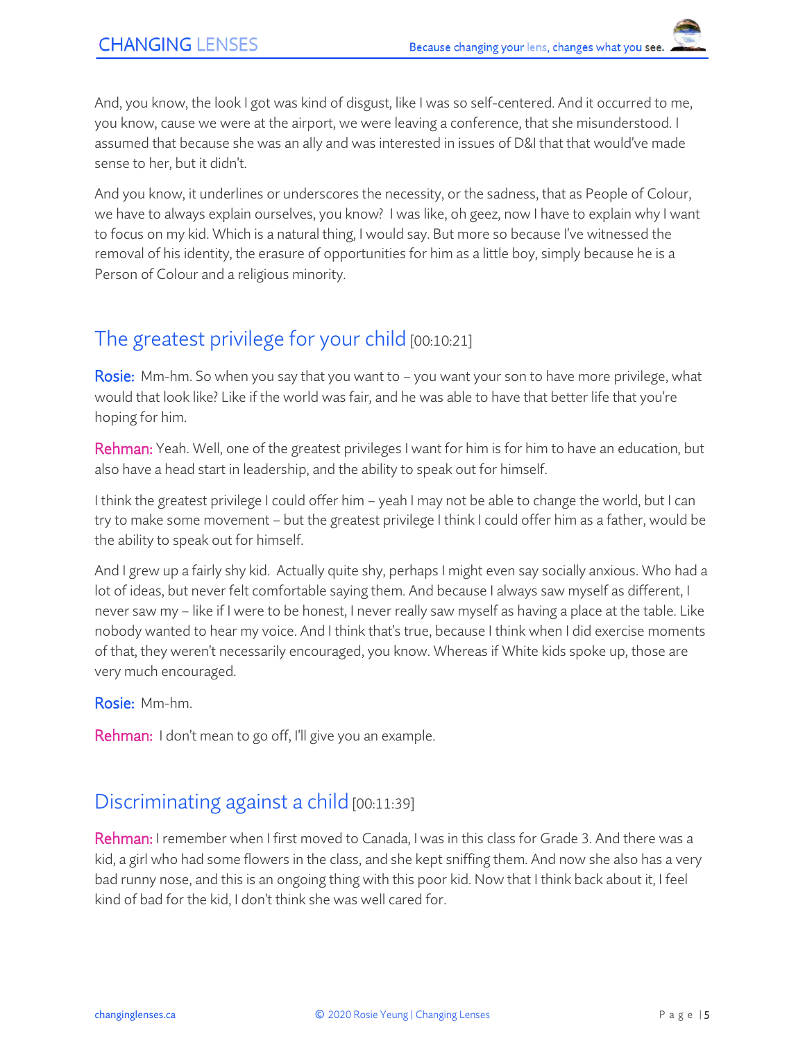And, you know, the look I got was kind of disgust, like I was so self-centered. And it occurred to me, you know, cause we were at the airport, we were leaving a conference, that she misunderstood. I assumed that because she was an ally and was interested in issues of D&I that that would've made sense to her, but it didn't.

And you know, it underlines or underscores the necessity, or the sadness, that as People of Colour, we have to always explain ourselves, you know? I was like, oh geez, now I have to explain why I want to focus on my kid. Which is a natural thing, I would say. But more so because I've witnessed the removal of his identity, the erasure of opportunities for him as a little boy, simply because he is a Person of Colour and a religious minority.

## The greatest privilege for your child [00:10:21]

**Rosie:** Mm-hm. So when you say that you want to – you want your son to have more privilege, what would that look like? Like if the world was fair, and he was able to have that better life that you're hoping for him.

**Rehman:** Yeah. Well, one of the greatest privileges I want for him is for him to have an education, but also have a head start in leadership, and the ability to speak out for himself.

I think the greatest privilege I could offer him – yeah I may not be able to change the world, but I can try to make some movement – but the greatest privilege I think I could offer him as a father, would be the ability to speak out for himself.

And I grew up a fairly shy kid. Actually quite shy, perhaps I might even say socially anxious. Who had a lot of ideas, but never felt comfortable saying them. And because I always saw myself as different, I never saw my – like if I were to be honest, I never really saw myself as having a place at the table. Like nobody wanted to hear my voice. And I think that's true, because I think when I did exercise moments of that, they weren't necessarily encouraged, you know. Whereas if White kids spoke up, those are very much encouraged.

**Rosie:** Mm-hm.

**Rehman:** I don't mean to go off, I'll give you an example.

## Discriminating against a child [00:11:39]

**Rehman:** I remember when I first moved to Canada, I was in this class for Grade 3. And there was a kid, a girl who had some flowers in the class, and she kept sniffing them. And now she also has a very bad runny nose, and this is an ongoing thing with this poor kid. Now that I think back about it, I feel kind of bad for the kid, I don't think she was well cared for.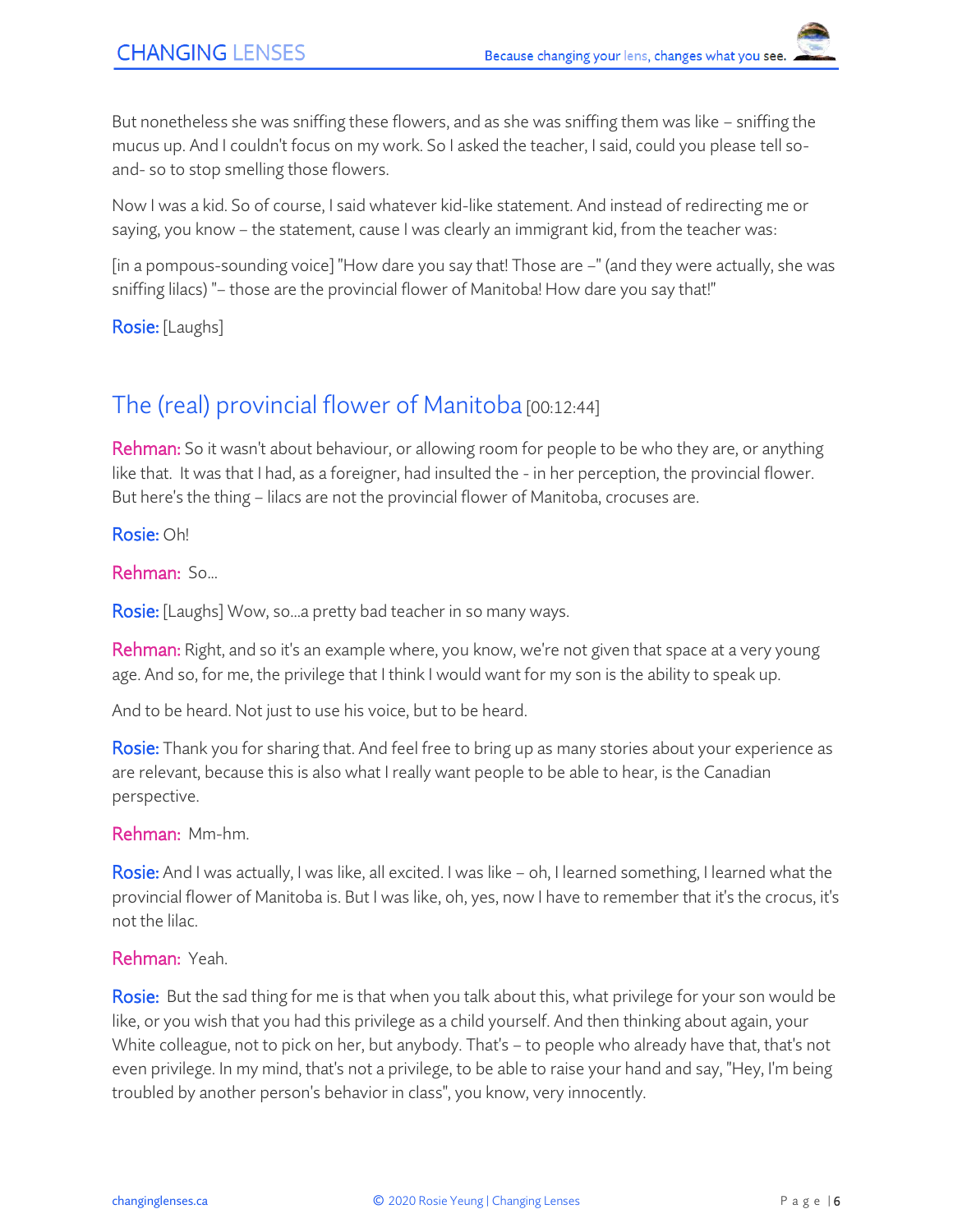But nonetheless she was sniffing these flowers, and as she was sniffing them was like – sniffing the mucus up. And I couldn't focus on my work. So I asked the teacher, I said, could you please tell so-and- so to stop smelling those flowers.

Now I was a kid. So of course, I said whatever kid-like statement. And instead of redirecting me or saying, you know – the statement, cause I was clearly an immigrant kid, from the teacher was:

[in a pompous-sounding voice] "How dare you say that! Those are –" (and they were actually, she was sniffing lilacs) "– those are the provincial flower of Manitoba! How dare you say that!"

**Rosie:** [Laughs]

## The (real) provincial flower of Manitoba [00:12:44]

**Rehman:** So it wasn't about behaviour, or allowing room for people to be who they are, or anything like that. It was that I had, as a foreigner, had insulted the - in her perception, the provincial flower. But here's the thing – lilacs are not the provincial flower of Manitoba, crocuses are.

**Rosie:** Oh!

**Rehman:** So...

**Rosie:** [Laughs] Wow, so...a pretty bad teacher in so many ways.

**Rehman:** Right, and so it's an example where, you know, we're not given that space at a very young age. And so, for me, the privilege that I think I would want for my son is the ability to speak up.

And to be heard. Not just to use his voice, but to be heard.

**Rosie:** Thank you for sharing that. And feel free to bring up as many stories about your experience as are relevant, because this is also what I really want people to be able to hear, is the Canadian perspective.

**Rehman:** Mm-hm.

**Rosie:** And I was actually, I was like, all excited. I was like – oh, I learned something, I learned what the provincial flower of Manitoba is. But I was like, oh, yes, now I have to remember that it's the crocus, it's not the lilac.

**Rehman:** Yeah.

**Rosie:** But the sad thing for me is that when you talk about this, what privilege for your son would be like, or you wish that you had this privilege as a child yourself. And then thinking about again, your White colleague, not to pick on her, but anybody. That's – to people who already have that, that's not even privilege. In my mind, that's not a privilege, to be able to raise your hand and say, "Hey, I'm being troubled by another person's behavior in class", you know, very innocently.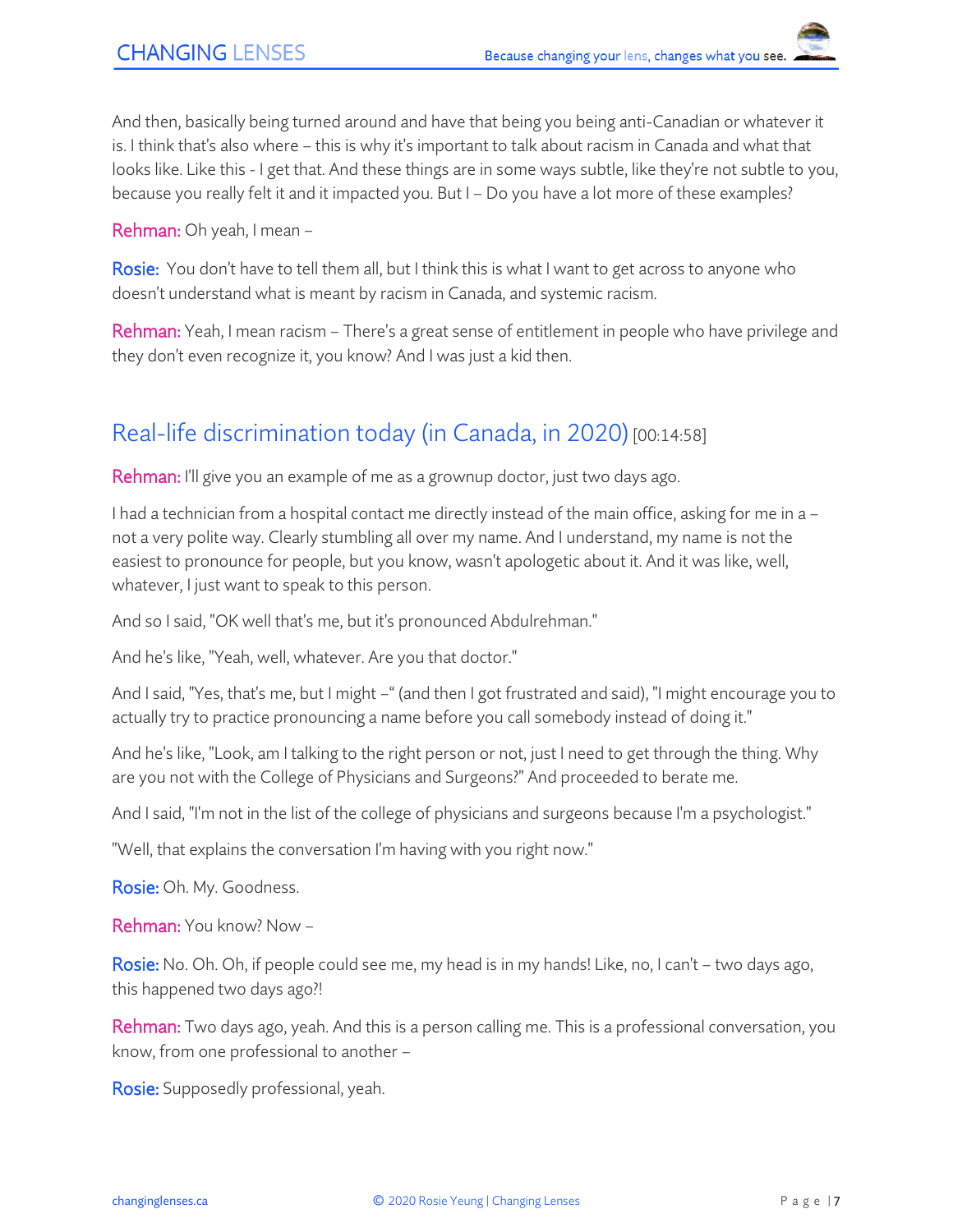And then, basically being turned around and have that being you being anti-Canadian or whatever it is. I think that's also where – this is why it's important to talk about racism in Canada and what that looks like. Like this - I get that. And these things are in some ways subtle, like they're not subtle to you, because you really felt it and it impacted you. But I – Do you have a lot more of these examples?

**Rehman:** Oh yeah, I mean –

**Rosie:** You don't have to tell them all, but I think this is what I want to get across to anyone who doesn't understand what is meant by racism in Canada, and systemic racism.

**Rehman:** Yeah, I mean racism – There's a great sense of entitlement in people who have privilege and they don't even recognize it, you know? And I was just a kid then.

## Real-life discrimination today (in Canada, in 2020) [00:14:58]

**Rehman:** I'll give you an example of me as a grownup doctor, just two days ago.

I had a technician from a hospital contact me directly instead of the main office, asking for me in a – not a very polite way. Clearly stumbling all over my name. And I understand, my name is not the easiest to pronounce for people, but you know, wasn't apologetic about it. And it was like, well, whatever, I just want to speak to this person.

And so I said, "OK well that's me, but it's pronounced Abdulrehman."

And he's like, "Yeah, well, whatever. Are you that doctor."

And I said, "Yes, that's me, but I might –" (and then I got frustrated and said), "I might encourage you to actually try to practice pronouncing a name before you call somebody instead of doing it."

And he's like, "Look, am I talking to the right person or not, just I need to get through the thing. Why are you not with the College of Physicians and Surgeons?" And proceeded to berate me.

And I said, "I'm not in the list of the college of physicians and surgeons because I'm a psychologist."

"Well, that explains the conversation I'm having with you right now."

**Rosie:** Oh. My. Goodness.

**Rehman:** You know? Now –

**Rosie:** No. Oh. Oh, if people could see me, my head is in my hands! Like, no, I can't – two days ago, this happened two days ago?!

**Rehman:** Two days ago, yeah. And this is a person calling me. This is a professional conversation, you know, from one professional to another –

**Rosie:** Supposedly professional, yeah.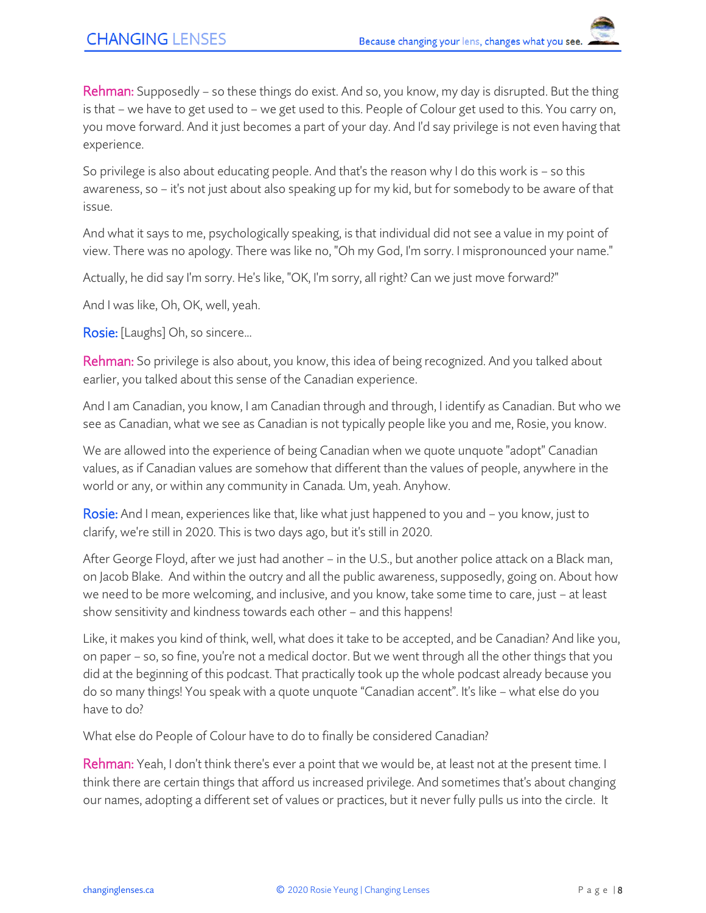**Rehman:** Supposedly – so these things do exist. And so, you know, my day is disrupted. But the thing is that – we have to get used to – we get used to this. People of Colour get used to this. You carry on, you move forward. And it just becomes a part of your day. And I'd say privilege is not even having that experience.

So privilege is also about educating people. And that's the reason why I do this work is – so this awareness, so – it's not just about also speaking up for my kid, but for somebody to be aware of that issue.

And what it says to me, psychologically speaking, is that individual did not see a value in my point of view. There was no apology. There was like no, "Oh my God, I'm sorry. I mispronounced your name."

Actually, he did say I'm sorry. He's like, "OK, I'm sorry, all right? Can we just move forward?"

And I was like, Oh, OK, well, yeah.

**Rosie:** [Laughs] Oh, so sincere...

**Rehman:** So privilege is also about, you know, this idea of being recognized. And you talked about earlier, you talked about this sense of the Canadian experience.

And I am Canadian, you know, I am Canadian through and through, I identify as Canadian. But who we see as Canadian, what we see as Canadian is not typically people like you and me, Rosie, you know.

We are allowed into the experience of being Canadian when we quote unquote "adopt" Canadian values, as if Canadian values are somehow that different than the values of people, anywhere in the world or any, or within any community in Canada. Um, yeah. Anyhow.

**Rosie:** And I mean, experiences like that, like what just happened to you and – you know, just to clarify, we're still in 2020. This is two days ago, but it's still in 2020.

After George Floyd, after we just had another – in the U.S., but another police attack on a Black man, on Jacob Blake. And within the outcry and all the public awareness, supposedly, going on. About how we need to be more welcoming, and inclusive, and you know, take some time to care, just – at least show sensitivity and kindness towards each other – and this happens!

Like, it makes you kind of think, well, what does it take to be accepted, and be Canadian? And like you, on paper – so, so fine, you're not a medical doctor. But we went through all the other things that you did at the beginning of this podcast. That practically took up the whole podcast already because you do so many things! You speak with a quote unquote "Canadian accent". It's like – what else do you have to do?

What else do People of Colour have to do to finally be considered Canadian?

**Rehman:** Yeah, I don't think there's ever a point that we would be, at least not at the present time. I think there are certain things that afford us increased privilege. And sometimes that's about changing our names, adopting a different set of values or practices, but it never fully pulls us into the circle. It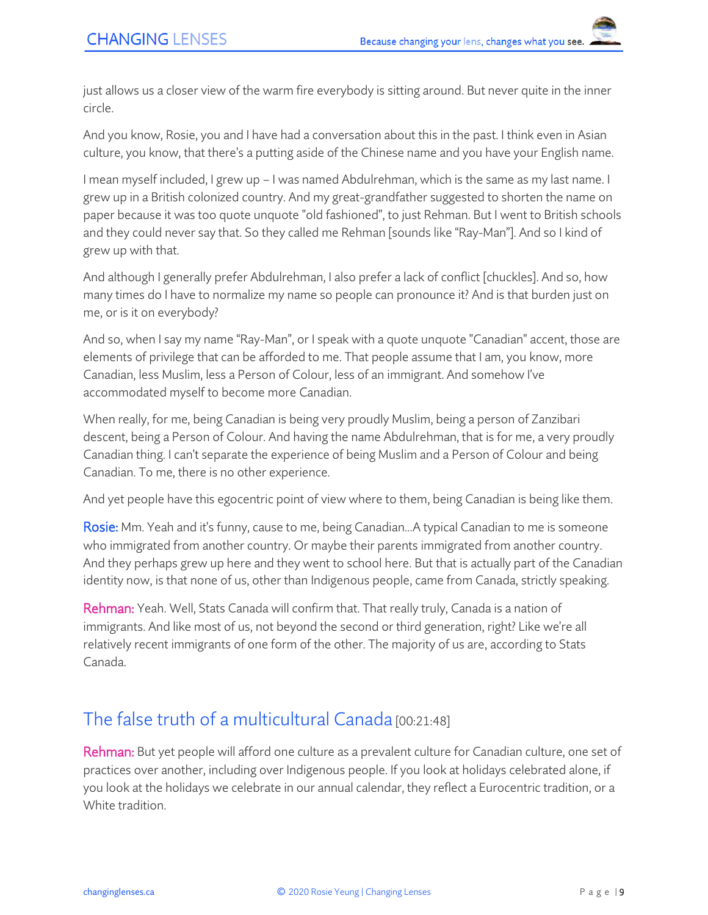just allows us a closer view of the warm fire everybody is sitting around. But never quite in the inner circle.

And you know, Rosie, you and I have had a conversation about this in the past. I think even in Asian culture, you know, that there's a putting aside of the Chinese name and you have your English name.

I mean myself included, I grew up – I was named Abdulrehman, which is the same as my last name. I grew up in a British colonized country. And my great-grandfather suggested to shorten the name on paper because it was too quote unquote "old fashioned", to just Rehman. But I went to British schools and they could never say that. So they called me Rehman [sounds like "Ray-Man"]. And so I kind of grew up with that.

And although I generally prefer Abdulrehman, I also prefer a lack of conflict [chuckles]. And so, how many times do I have to normalize my name so people can pronounce it? And is that burden just on me, or is it on everybody?

And so, when I say my name "Ray-Man", or I speak with a quote unquote "Canadian" accent, those are elements of privilege that can be afforded to me. That people assume that I am, you know, more Canadian, less Muslim, less a Person of Colour, less of an immigrant. And somehow I've accommodated myself to become more Canadian.

When really, for me, being Canadian is being very proudly Muslim, being a person of Zanzibari descent, being a Person of Colour. And having the name Abdulrehman, that is for me, a very proudly Canadian thing. I can't separate the experience of being Muslim and a Person of Colour and being Canadian. To me, there is no other experience.

And yet people have this egocentric point of view where to them, being Canadian is being like them.

**Rosie:** Mm. Yeah and it's funny, cause to me, being Canadian...A typical Canadian to me is someone who immigrated from another country. Or maybe their parents immigrated from another country. And they perhaps grew up here and they went to school here. But that is actually part of the Canadian identity now, is that none of us, other than Indigenous people, came from Canada, strictly speaking.

**Rehman:** Yeah. Well, Stats Canada will confirm that. That really truly, Canada is a nation of immigrants. And like most of us, not beyond the second or third generation, right? Like we're all relatively recent immigrants of one form of the other. The majority of us are, according to Stats Canada.

## The false truth of a multicultural Canada [00:21:48]

**Rehman:** But yet people will afford one culture as a prevalent culture for Canadian culture, one set of practices over another, including over Indigenous people. If you look at holidays celebrated alone, if you look at the holidays we celebrate in our annual calendar, they reflect a Eurocentric tradition, or a White tradition.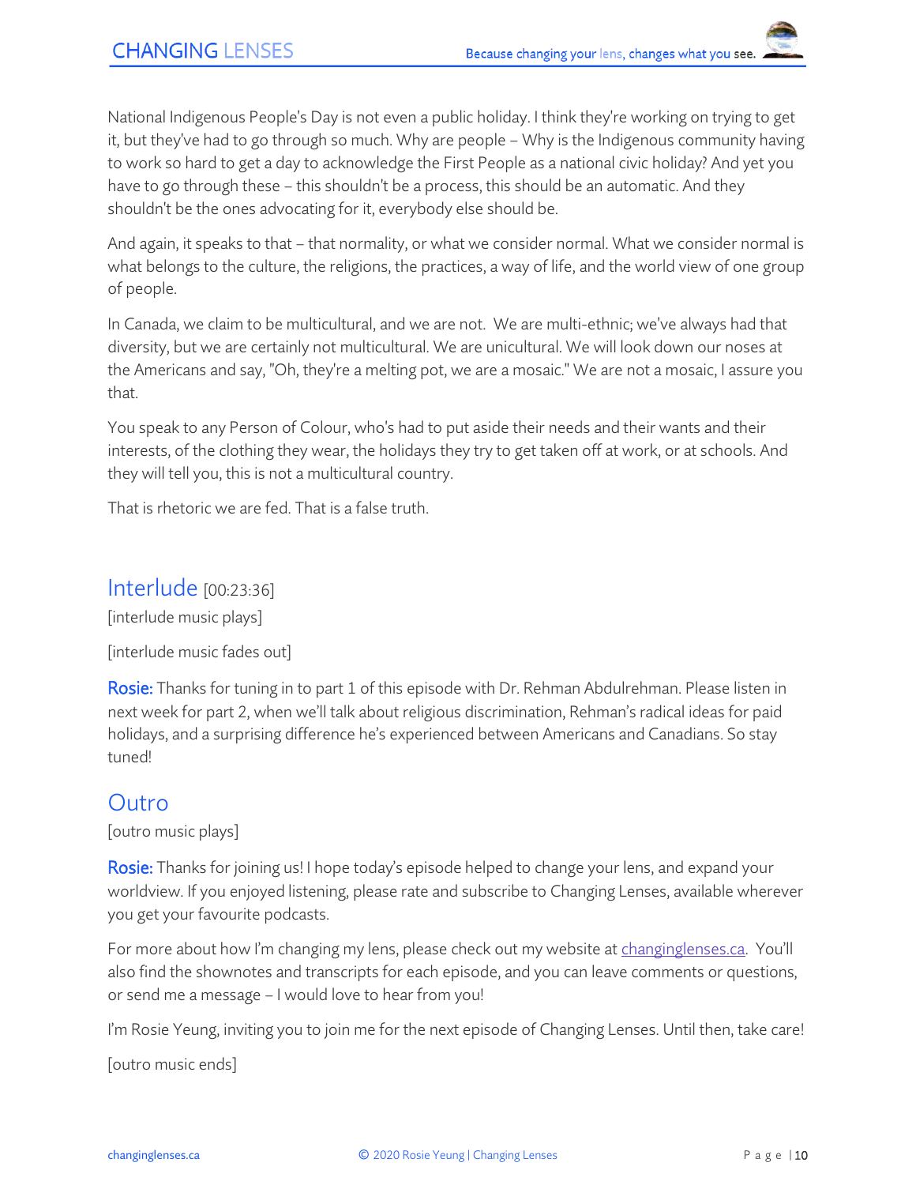National Indigenous People's Day is not even a public holiday. I think they're working on trying to get it, but they've had to go through so much. Why are people – Why is the Indigenous community having to work so hard to get a day to acknowledge the First People as a national civic holiday? And yet you have to go through these – this shouldn't be a process, this should be an automatic. And they shouldn't be the ones advocating for it, everybody else should be.

And again, it speaks to that – that normality, or what we consider normal. What we consider normal is what belongs to the culture, the religions, the practices, a way of life, and the world view of one group of people.

In Canada, we claim to be multicultural, and we are not. We are multi-ethnic; we've always had that diversity, but we are certainly not multicultural. We are unicultural. We will look down our noses at the Americans and say, "Oh, they're a melting pot, we are a mosaic." We are not a mosaic, I assure you that.

You speak to any Person of Colour, who's had to put aside their needs and their wants and their interests, of the clothing they wear, the holidays they try to get taken off at work, or at schools. And they will tell you, this is not a multicultural country.

That is rhetoric we are fed. That is a false truth.

## Interlude [00:23:36]

[interlude music plays]

[interlude music fades out]

**Rosie:** Thanks for tuning in to part 1 of this episode with Dr. Rehman Abdulrehman. Please listen in next week for part 2, when we'll talk about religious discrimination, Rehman's radical ideas for paid holidays, and a surprising difference he's experienced between Americans and Canadians. So stay tuned!

## Outro

[outro music plays]

**Rosie:** Thanks for joining us! I hope today's episode helped to change your lens, and expand your worldview. If you enjoyed listening, please rate and subscribe to Changing Lenses, available wherever you get your favourite podcasts.

For more about how I'm changing my lens, please check out my website at [changinglenses.ca](changinglenses.ca). You'll also find the shownotes and transcripts for each episode, and you can leave comments or questions, or send me a message – I would love to hear from you!

I'm Rosie Yeung, inviting you to join me for the next episode of Changing Lenses. Until then, take care!

[outro music ends]